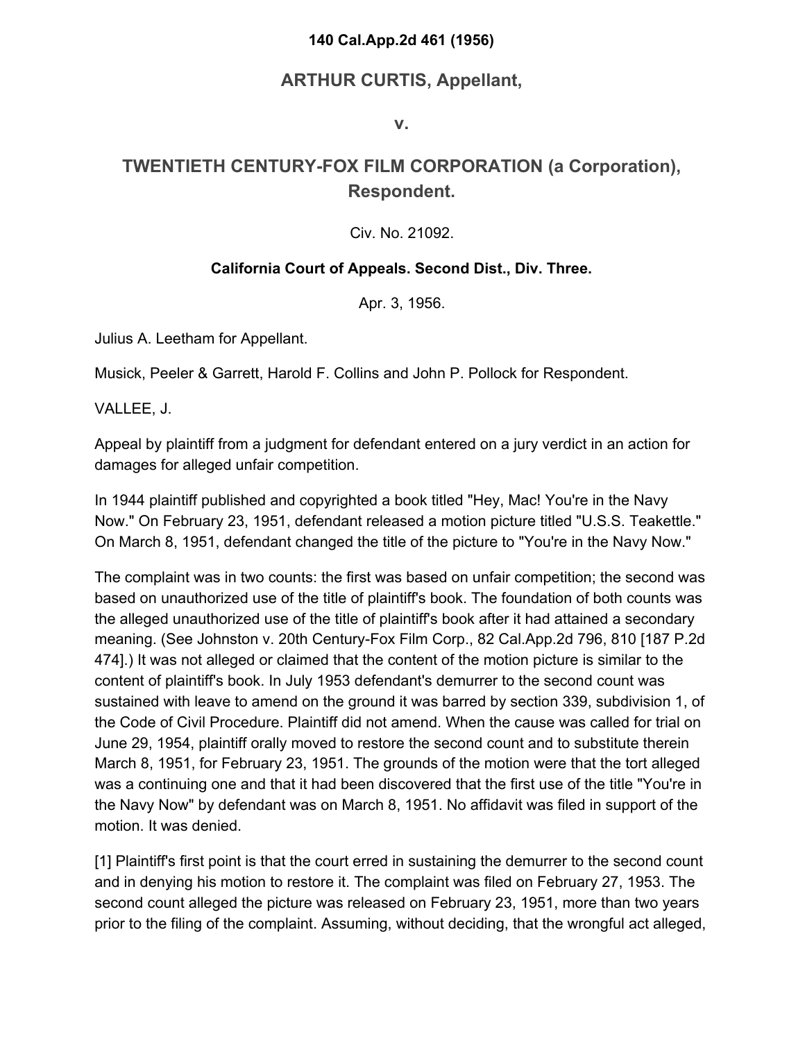**140 Cal.App.2d 461 (1956)**

## ARTHUR CURTIS, Appellant,

**v.**

## TWENTIETH CENTURY-FOX FILM CORPORATION (a Corporation), Respondent.

Civ. No. 21092.

**California Court of Appeals. Second Dist., Div. Three.**

Apr. 3, 1956.

Julius A. Leetham for Appellant.

Musick, Peeler & Garrett, Harold F. Collins and John P. Pollock for Respondent.

VALLEE, J.

Appeal by plaintiff from a judgment for defendant entered on a jury verdict in an action for damages for alleged unfair competition.

In 1944 plaintiff published and copyrighted a book titled "Hey, Mac! You're in the Navy Now." On February 23, 1951, defendant released a motion picture titled "U.S.S. Teakettle." On March 8, 1951, defendant changed the title of the picture to "You're in the Navy Now."

The complaint was in two counts: the first was based on unfair competition; the second was based on unauthorized use of the title of plaintiff's book. The foundation of both counts was the alleged unauthorized use of the title of plaintiff's book after it had attained a secondary meaning. (See Johnston v. 20th Century-Fox Film Corp., 82 Cal.App.2d 796, 810 [187 P.2d 474].) It was not alleged or claimed that the content of the motion picture is similar to the content of plaintiff's book. In July 1953 defendant's demurrer to the second count was sustained with leave to amend on the ground it was barred by section 339, subdivision 1, of the Code of Civil Procedure. Plaintiff did not amend. When the cause was called for trial on June 29, 1954, plaintiff orally moved to restore the second count and to substitute therein March 8, 1951, for February 23, 1951. The grounds of the motion were that the tort alleged was a continuing one and that it had been discovered that the first use of the title "You're in the Navy Now" by defendant was on March 8, 1951. No affidavit was filed in support of the motion. It was denied.

[1] Plaintiff's first point is that the court erred in sustaining the demurrer to the second count and in denying his motion to restore it. The complaint was filed on February 27, 1953. The second count alleged the picture was released on February 23, 1951, more than two years prior to the filing of the complaint. Assuming, without deciding, that the wrongful act alleged,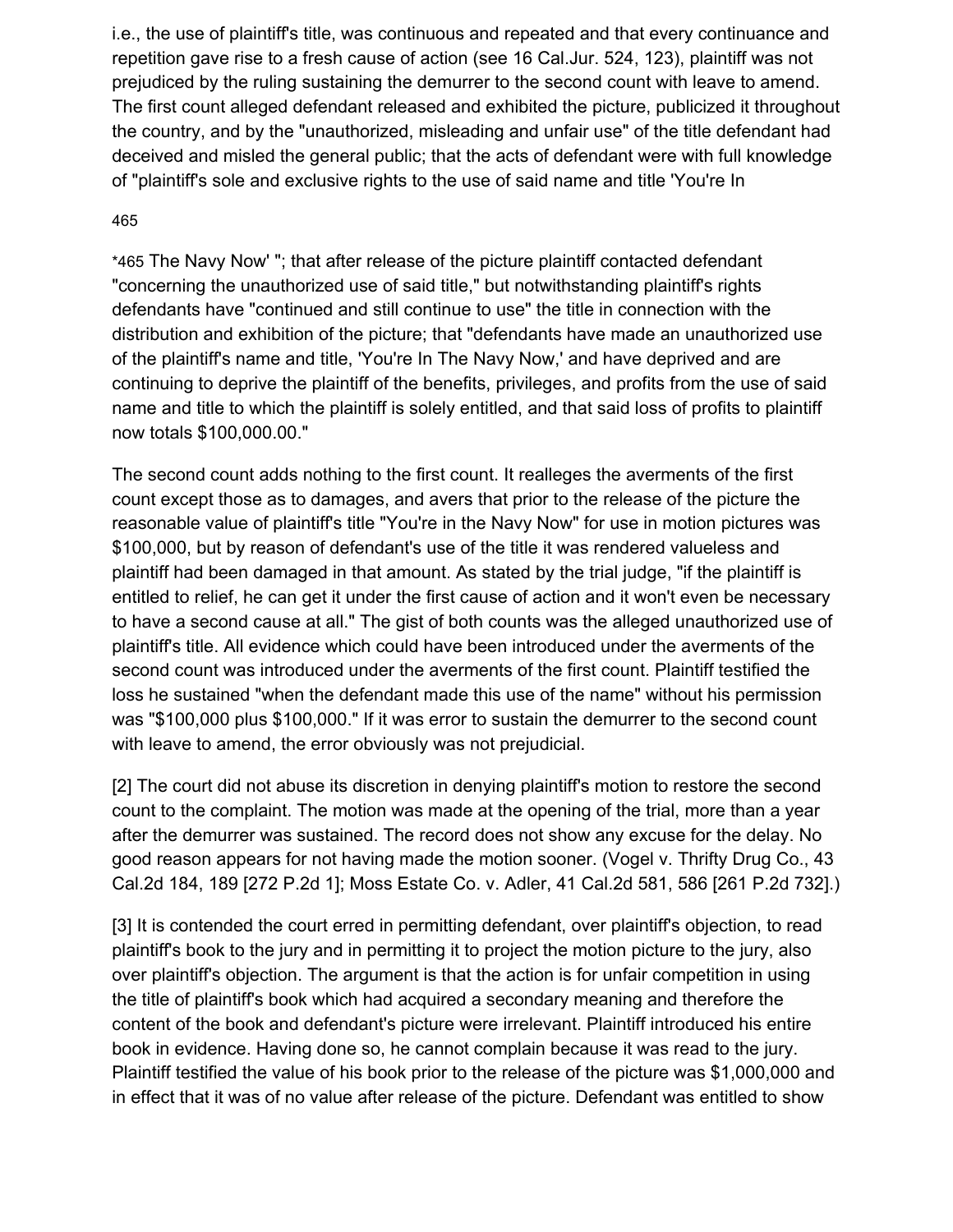i.e., the use of plaintiff's title, was continuous and repeated and that every continuance and repetition gave rise to a fresh cause of action (see 16 Cal.Jur. 524, 123), plaintiff was not prejudiced by the ruling sustaining the demurrer to the second count with leave to amend. The first count alleged defendant released and exhibited the picture, publicized it throughout the country, and by the "unauthorized, misleading and unfair use" of the title defendant had deceived and misled the general public; that the acts of defendant were with full knowledge of "plaintiff's sole and exclusive rights to the use of said name and title 'You're In

*465 The Navy Now' "; that after release of the picture plaintiff contacted defendant "concerning the unauthorized use of said title," but notwithstanding plaintiff's rights defendants have "continued and still continue to use" the title in connection with the distribution and exhibition of the picture; that "defendants have made an unauthorized use of the plaintiff's name and title, 'You're In The Navy Now,' and have deprived and are continuing to deprive the plaintiff of the benefits, privileges, and profits from the use of said name and title to which the plaintiff is solely entitled, and that said loss of profits to plaintiff now totals $100,000.00."

The second count adds nothing to the first count. It realleges the averments of the first count except those as to damages, and avers that prior to the release of the picture the reasonable value of plaintiff's title "You're in the Navy Now" for use in motion pictures was $100,000, but by reason of defendant's use of the title it was rendered valueless and plaintiff had been damaged in that amount. As stated by the trial judge, "if the plaintiff is entitled to relief, he can get it under the first cause of action and it won't even be necessary to have a second cause at all." The gist of both counts was the alleged unauthorized use of plaintiff's title. All evidence which could have been introduced under the averments of the second count was introduced under the averments of the first count. Plaintiff testified the loss he sustained "when the defendant made this use of the name" without his permission was "$100,000 plus $100,000." If it was error to sustain the demurrer to the second count with leave to amend, the error obviously was not prejudicial.

[2] The court did not abuse its discretion in denying plaintiff's motion to restore the second count to the complaint. The motion was made at the opening of the trial, more than a year after the demurrer was sustained. The record does not show any excuse for the delay. No good reason appears for not having made the motion sooner. (Vogel v. Thrifty Drug Co., 43 Cal.2d 184, 189 [272 P.2d 1]; Moss Estate Co. v. Adler, 41 Cal.2d 581, 586 [261 P.2d 732].)

[3] It is contended the court erred in permitting defendant, over plaintiff's objection, to read plaintiff's book to the jury and in permitting it to project the motion picture to the jury, also over plaintiff's objection. The argument is that the action is for unfair competition in using the title of plaintiff's book which had acquired a secondary meaning and therefore the content of the book and defendant's picture were irrelevant. Plaintiff introduced his entire book in evidence. Having done so, he cannot complain because it was read to the jury. Plaintiff testified the value of his book prior to the release of the picture was $1,000,000 and in effect that it was of no value after release of the picture. Defendant was entitled to show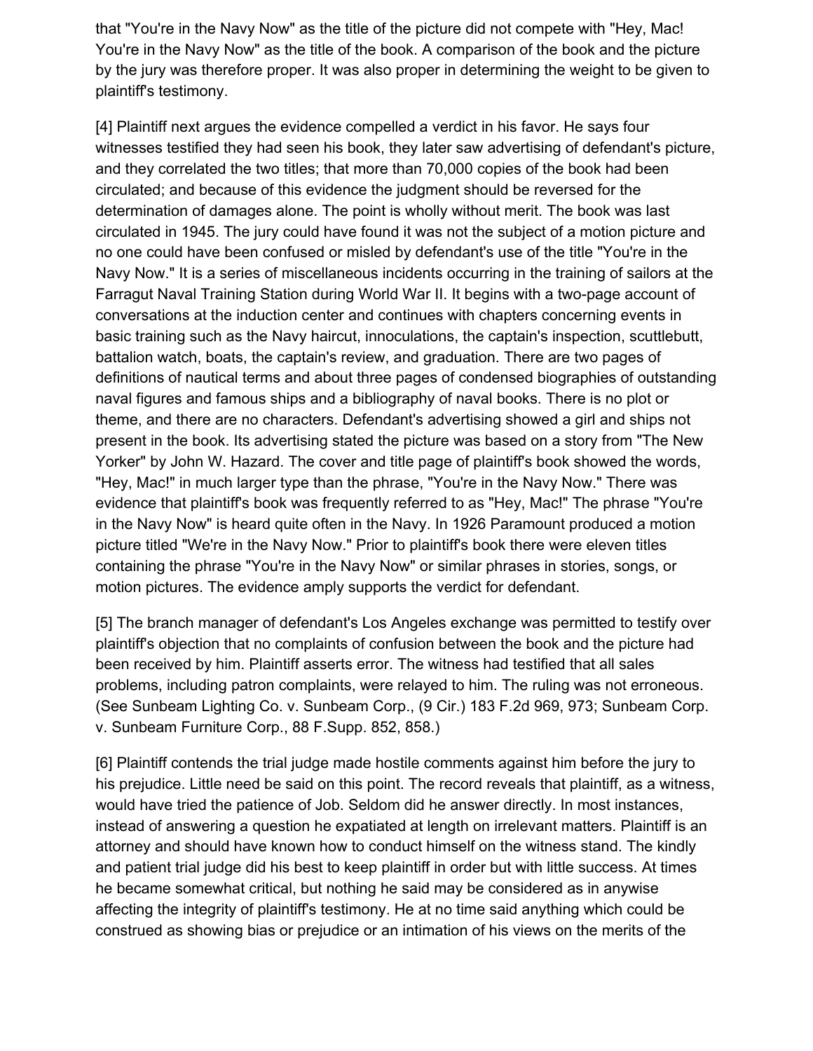that "You're in the Navy Now" as the title of the picture did not compete with "Hey, Mac! You're in the Navy Now" as the title of the book. A comparison of the book and the picture by the jury was therefore proper. It was also proper in determining the weight to be given to plaintiff's testimony.

[4] Plaintiff next argues the evidence compelled a verdict in his favor. He says four witnesses testified they had seen his book, they later saw advertising of defendant's picture, and they correlated the two titles; that more than 70,000 copies of the book had been circulated; and because of this evidence the judgment should be reversed for the determination of damages alone. The point is wholly without merit. The book was last circulated in 1945. The jury could have found it was not the subject of a motion picture and no one could have been confused or misled by defendant's use of the title "You're in the Navy Now." It is a series of miscellaneous incidents occurring in the training of sailors at the Farragut Naval Training Station during World War II. It begins with a two-page account of conversations at the induction center and continues with chapters concerning events in basic training such as the Navy haircut, innoculations, the captain's inspection, scuttlebutt, battalion watch, boats, the captain's review, and graduation. There are two pages of definitions of nautical terms and about three pages of condensed biographies of outstanding naval figures and famous ships and a bibliography of naval books. There is no plot or theme, and there are no characters. Defendant's advertising showed a girl and ships not present in the book. Its advertising stated the picture was based on a story from "The New Yorker" by John W. Hazard. The cover and title page of plaintiff's book showed the words, "Hey, Mac!" in much larger type than the phrase, "You're in the Navy Now." There was evidence that plaintiff's book was frequently referred to as "Hey, Mac!" The phrase "You're in the Navy Now" is heard quite often in the Navy. In 1926 Paramount produced a motion picture titled "We're in the Navy Now." Prior to plaintiff's book there were eleven titles containing the phrase "You're in the Navy Now" or similar phrases in stories, songs, or motion pictures. The evidence amply supports the verdict for defendant.

[5] The branch manager of defendant's Los Angeles exchange was permitted to testify over plaintiff's objection that no complaints of confusion between the book and the picture had been received by him. Plaintiff asserts error. The witness had testified that all sales problems, including patron complaints, were relayed to him. The ruling was not erroneous. (See Sunbeam Lighting Co. v. Sunbeam Corp., (9 Cir.) 183 F.2d 969, 973; Sunbeam Corp. v. Sunbeam Furniture Corp., 88 F.Supp. 852, 858.)

[6] Plaintiff contends the trial judge made hostile comments against him before the jury to his prejudice. Little need be said on this point. The record reveals that plaintiff, as a witness, would have tried the patience of Job. Seldom did he answer directly. In most instances, instead of answering a question he expatiated at length on irrelevant matters. Plaintiff is an attorney and should have known how to conduct himself on the witness stand. The kindly and patient trial judge did his best to keep plaintiff in order but with little success. At times he became somewhat critical, but nothing he said may be considered as in anywise affecting the integrity of plaintiff's testimony. He at no time said anything which could be construed as showing bias or prejudice or an intimation of his views on the merits of the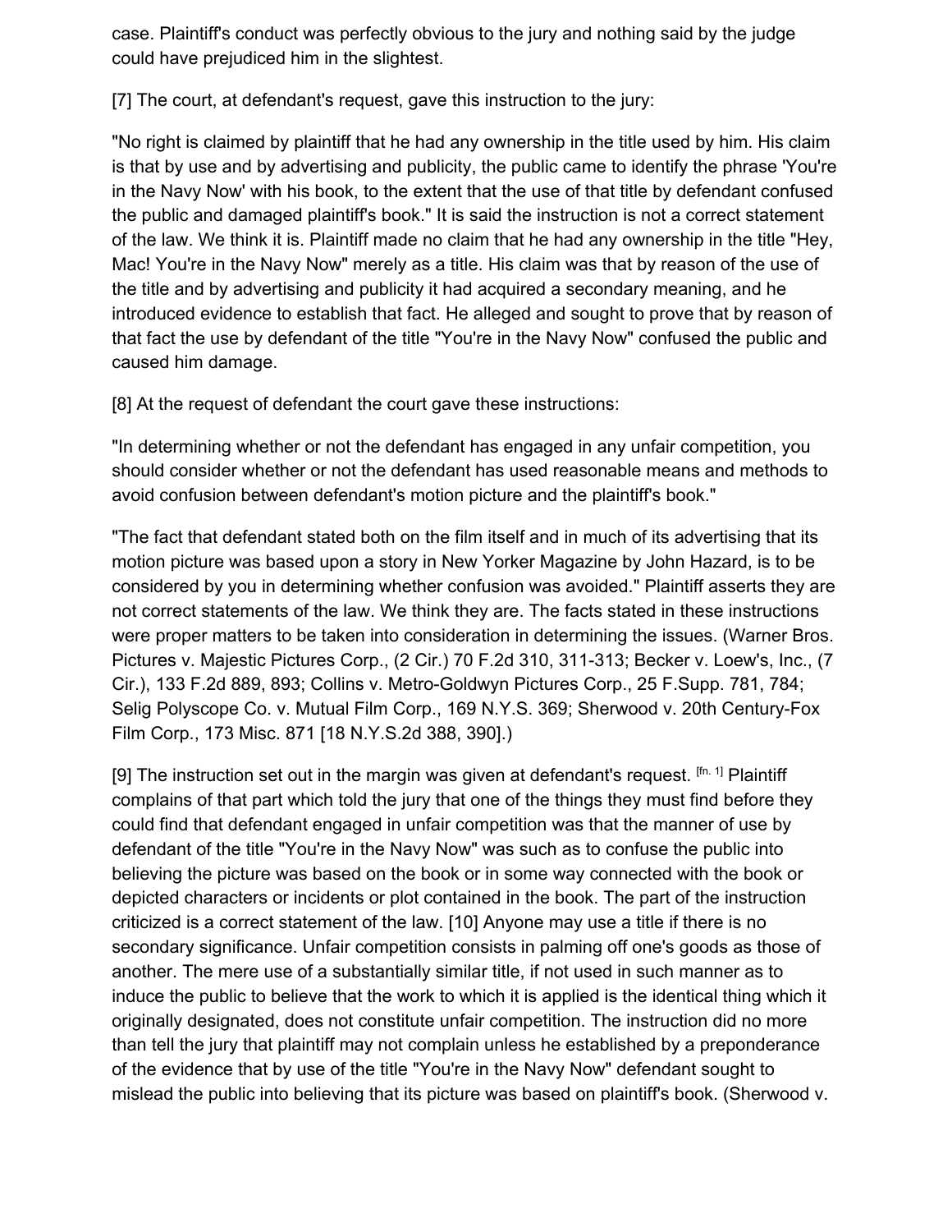case. Plaintiff's conduct was perfectly obvious to the jury and nothing said by the judge could have prejudiced him in the slightest.

[7] The court, at defendant's request, gave this instruction to the jury:

"No right is claimed by plaintiff that he had any ownership in the title used by him. His claim is that by use and by advertising and publicity, the public came to identify the phrase 'You're in the Navy Now' with his book, to the extent that the use of that title by defendant confused the public and damaged plaintiff's book." It is said the instruction is not a correct statement of the law. We think it is. Plaintiff made no claim that he had any ownership in the title "Hey, Mac! You're in the Navy Now" merely as a title. His claim was that by reason of the use of the title and by advertising and publicity it had acquired a secondary meaning, and he introduced evidence to establish that fact. He alleged and sought to prove that by reason of that fact the use by defendant of the title "You're in the Navy Now" confused the public and caused him damage.

[8] At the request of defendant the court gave these instructions:

"In determining whether or not the defendant has engaged in any unfair competition, you should consider whether or not the defendant has used reasonable means and methods to avoid confusion between defendant's motion picture and the plaintiff's book."

"The fact that defendant stated both on the film itself and in much of its advertising that its motion picture was based upon a story in New Yorker Magazine by John Hazard, is to be considered by you in determining whether confusion was avoided." Plaintiff asserts they are not correct statements of the law. We think they are. The facts stated in these instructions were proper matters to be taken into consideration in determining the issues. (Warner Bros. Pictures v. Majestic Pictures Corp., (2 Cir.) 70 F.2d 310, 311-313; Becker v. Loew's, Inc., (7 Cir.), 133 F.2d 889, 893; Collins v. Metro-Goldwyn Pictures Corp., 25 F.Supp. 781, 784; Selig Polyscope Co. v. Mutual Film Corp., 169 N.Y.S. 369; Sherwood v. 20th Century-Fox Film Corp., 173 Misc. 871 [18 N.Y.S.2d 388, 390].)

[9] The instruction set out in the margin was given at defendant's request. [fn. 1] Plaintiff complains of that part which told the jury that one of the things they must find before they could find that defendant engaged in unfair competition was that the manner of use by defendant of the title "You're in the Navy Now" was such as to confuse the public into believing the picture was based on the book or in some way connected with the book or depicted characters or incidents or plot contained in the book. The part of the instruction criticized is a correct statement of the law. [10] Anyone may use a title if there is no secondary significance. Unfair competition consists in palming off one's goods as those of another. The mere use of a substantially similar title, if not used in such manner as to induce the public to believe that the work to which it is applied is the identical thing which it originally designated, does not constitute unfair competition. The instruction did no more than tell the jury that plaintiff may not complain unless he established by a preponderance of the evidence that by use of the title "You're in the Navy Now" defendant sought to mislead the public into believing that its picture was based on plaintiff's book. (Sherwood v.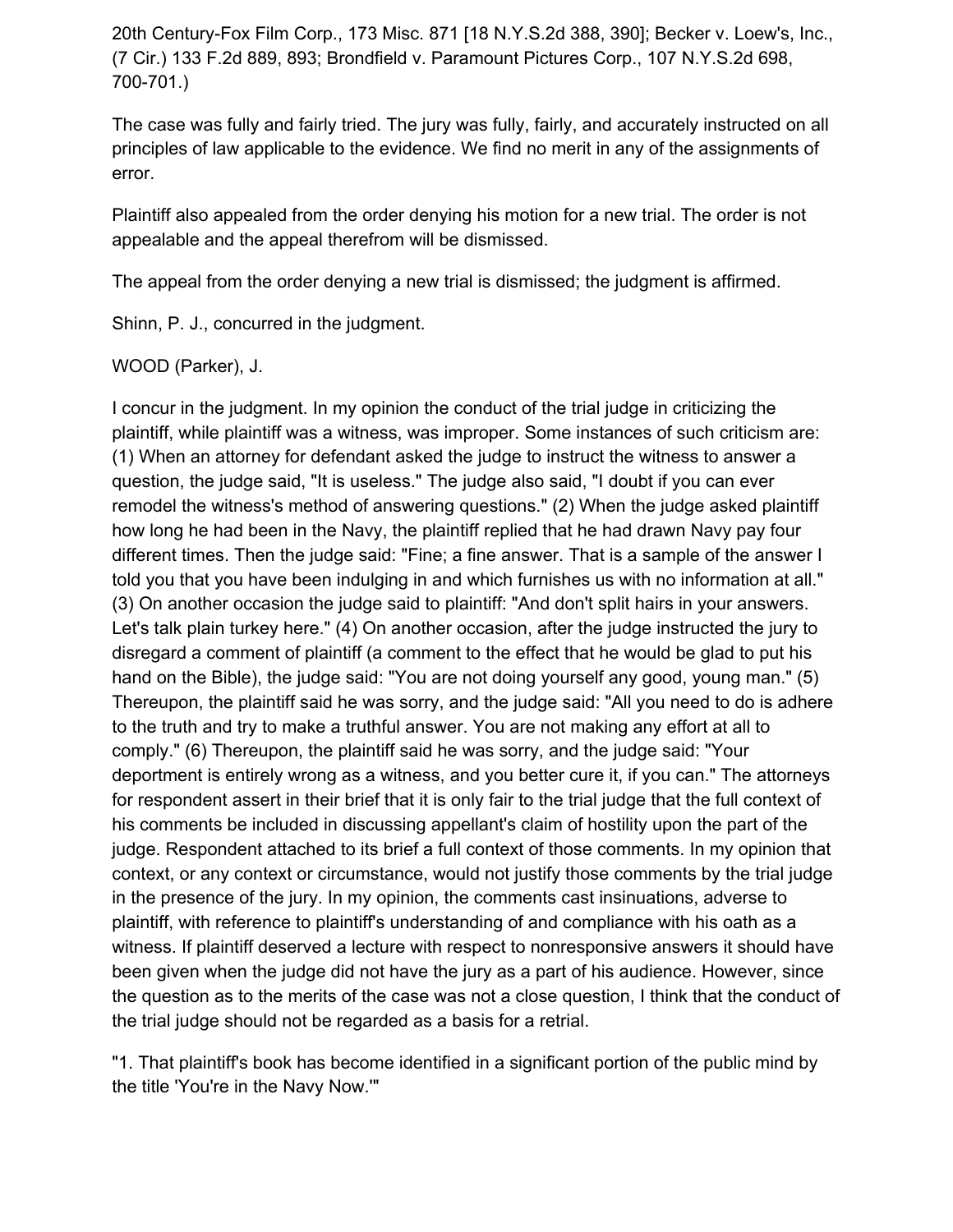20th Century-Fox Film Corp., 173 Misc. 871 [18 N.Y.S.2d 388, 390]; Becker v. Loew's, Inc., (7 Cir.) 133 F.2d 889, 893; Brondfield v. Paramount Pictures Corp., 107 N.Y.S.2d 698, 700-701.)

The case was fully and fairly tried. The jury was fully, fairly, and accurately instructed on all principles of law applicable to the evidence. We find no merit in any of the assignments of error.

Plaintiff also appealed from the order denying his motion for a new trial. The order is not appealable and the appeal therefrom will be dismissed.

The appeal from the order denying a new trial is dismissed; the judgment is affirmed.

Shinn, P. J., concurred in the judgment.

WOOD (Parker), J.

I concur in the judgment. In my opinion the conduct of the trial judge in criticizing the plaintiff, while plaintiff was a witness, was improper. Some instances of such criticism are: (1) When an attorney for defendant asked the judge to instruct the witness to answer a question, the judge said, "It is useless." The judge also said, "I doubt if you can ever remodel the witness's method of answering questions." (2) When the judge asked plaintiff how long he had been in the Navy, the plaintiff replied that he had drawn Navy pay four different times. Then the judge said: "Fine; a fine answer. That is a sample of the answer I told you that you have been indulging in and which furnishes us with no information at all." (3) On another occasion the judge said to plaintiff: "And don't split hairs in your answers. Let's talk plain turkey here." (4) On another occasion, after the judge instructed the jury to disregard a comment of plaintiff (a comment to the effect that he would be glad to put his hand on the Bible), the judge said: "You are not doing yourself any good, young man." (5) Thereupon, the plaintiff said he was sorry, and the judge said: "All you need to do is adhere to the truth and try to make a truthful answer. You are not making any effort at all to comply." (6) Thereupon, the plaintiff said he was sorry, and the judge said: "Your deportment is entirely wrong as a witness, and you better cure it, if you can." The attorneys for respondent assert in their brief that it is only fair to the trial judge that the full context of his comments be included in discussing appellant's claim of hostility upon the part of the judge. Respondent attached to its brief a full context of those comments. In my opinion that context, or any context or circumstance, would not justify those comments by the trial judge in the presence of the jury. In my opinion, the comments cast insinuations, adverse to plaintiff, with reference to plaintiff's understanding of and compliance with his oath as a witness. If plaintiff deserved a lecture with respect to nonresponsive answers it should have been given when the judge did not have the jury as a part of his audience. However, since the question as to the merits of the case was not a close question, I think that the conduct of the trial judge should not be regarded as a basis for a retrial.

"1. That plaintiff's book has become identified in a significant portion of the public mind by the title 'You're in the Navy Now.'"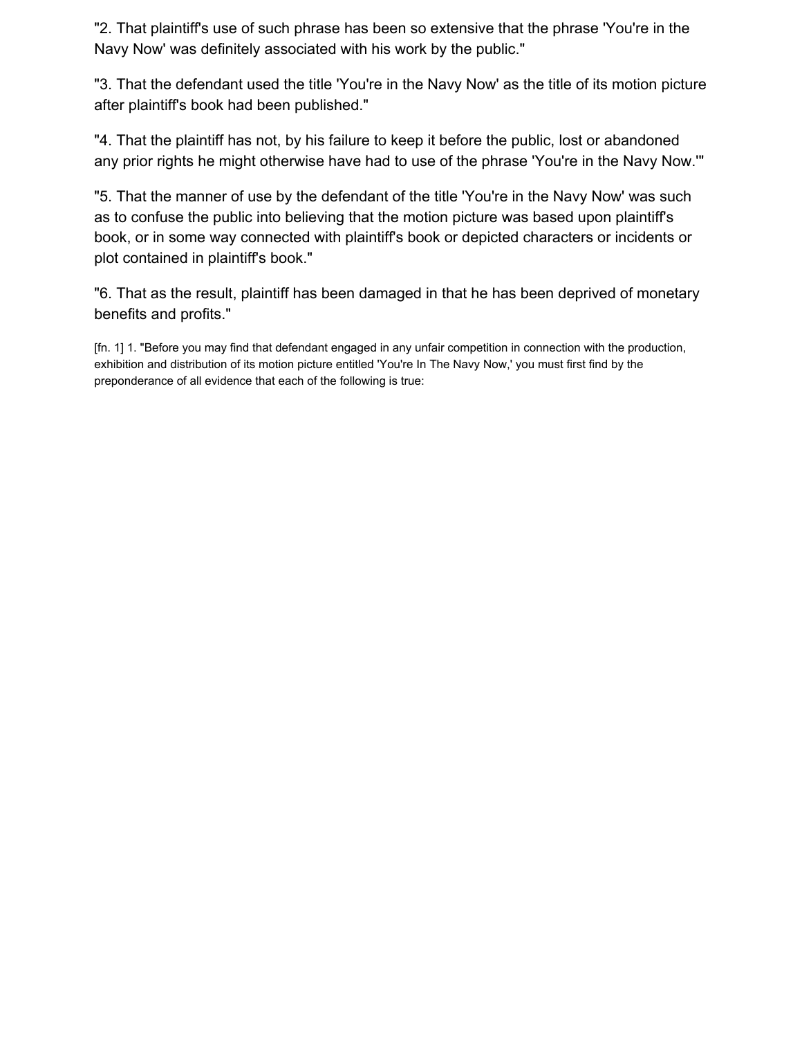"2. That plaintiff's use of such phrase has been so extensive that the phrase 'You're in the Navy Now' was definitely associated with his work by the public."

"3. That the defendant used the title 'You're in the Navy Now' as the title of its motion picture after plaintiff's book had been published."

"4. That the plaintiff has not, by his failure to keep it before the public, lost or abandoned any prior rights he might otherwise have had to use of the phrase 'You're in the Navy Now.'"

"5. That the manner of use by the defendant of the title 'You're in the Navy Now' was such as to confuse the public into believing that the motion picture was based upon plaintiff's book, or in some way connected with plaintiff's book or depicted characters or incidents or plot contained in plaintiff's book."

"6. That as the result, plaintiff has been damaged in that he has been deprived of monetary benefits and profits."

[fn. 1] 1. "Before you may find that defendant engaged in any unfair competition in connection with the production, exhibition and distribution of its motion picture entitled 'You're In The Navy Now,' you must first find by the preponderance of all evidence that each of the following is true: